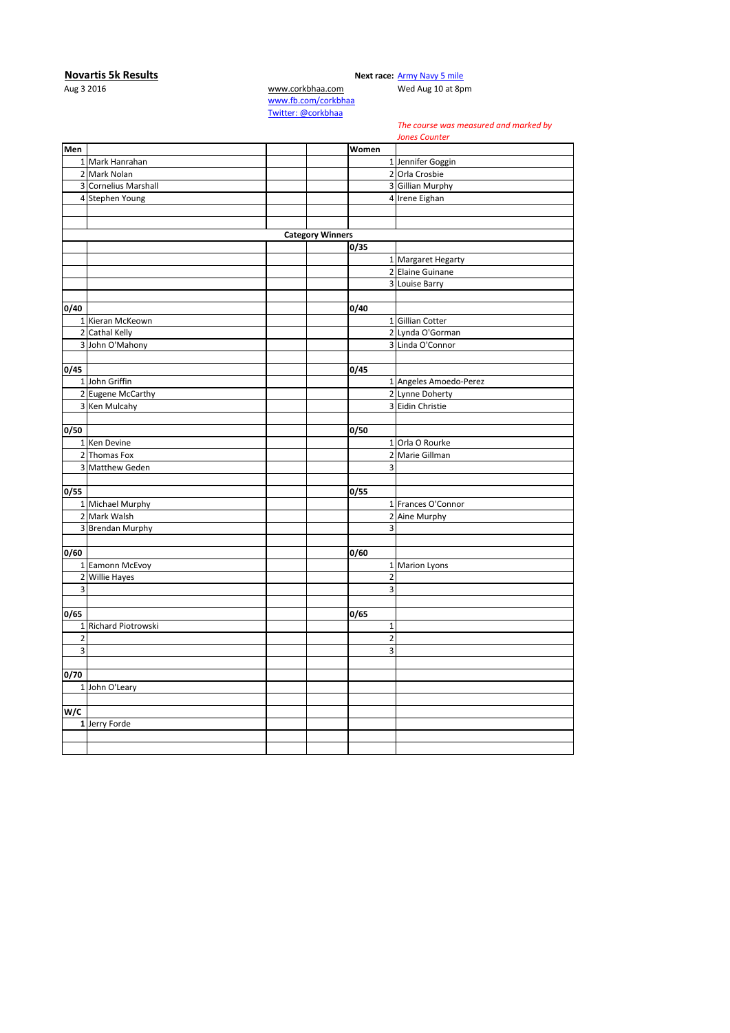**Novartis 5k Results**

Aug 3 2016

www.corkbhaa.com
www.fb.com/corkbhaa
Twitter: @corkbhaa

**Next race:** Army Navy 5 mile
Wed Aug 10 at 8pm

*The course was measured and marked by Jones Counter*

| Men | | | | Women | |
|---|---|---|---|---|---|
| 1 | Mark Hanrahan | | | 1 | Jennifer Goggin |
| 2 | Mark Nolan | | | 2 | Orla Crosbie |
| 3 | Cornelius Marshall | | | 3 | Gillian Murphy |
| 4 | Stephen Young | | | 4 | Irene Eighan |
| | | | | | |
| | | | | | |
| | | **Category Winners** | | | |
| | | | | 0/35 | |
| | | | | 1 | Margaret Hegarty |
| | | | | 2 | Elaine Guinane |
| | | | | 3 | Louise Barry |
| | | | | | |
| 0/40 | | | | 0/40 | |
| 1 | Kieran McKeown | | | 1 | Gillian Cotter |
| 2 | Cathal Kelly | | | 2 | Lynda O'Gorman |
| 3 | John O'Mahony | | | 3 | Linda O'Connor |
| | | | | | |
| 0/45 | | | | 0/45 | |
| 1 | John Griffin | | | 1 | Angeles Amoedo-Perez |
| 2 | Eugene McCarthy | | | 2 | Lynne Doherty |
| 3 | Ken Mulcahy | | | 3 | Eidin Christie |
| | | | | | |
| 0/50 | | | | 0/50 | |
| 1 | Ken Devine | | | 1 | Orla O Rourke |
| 2 | Thomas Fox | | | 2 | Marie Gillman |
| 3 | Matthew Geden | | | 3 | |
| | | | | | |
| 0/55 | | | | 0/55 | |
| 1 | Michael Murphy | | | 1 | Frances O'Connor |
| 2 | Mark Walsh | | | 2 | Aine Murphy |
| 3 | Brendan Murphy | | | 3 | |
| | | | | | |
| 0/60 | | | | 0/60 | |
| 1 | Eamonn McEvoy | | | 1 | Marion Lyons |
| 2 | Willie Hayes | | | 2 | |
| 3 | | | | 3 | |
| | | | | | |
| 0/65 | | | | 0/65 | |
| 1 | Richard Piotrowski | | | 1 | |
| 2 | | | | 2 | |
| 3 | | | | 3 | |
| | | | | | |
| 0/70 | | | | | |
| 1 | John O'Leary | | | | |
| | | | | | |
| W/C | | | | | |
| **1** | Jerry Forde | | | | |
| | | | | | |
| | | | | | |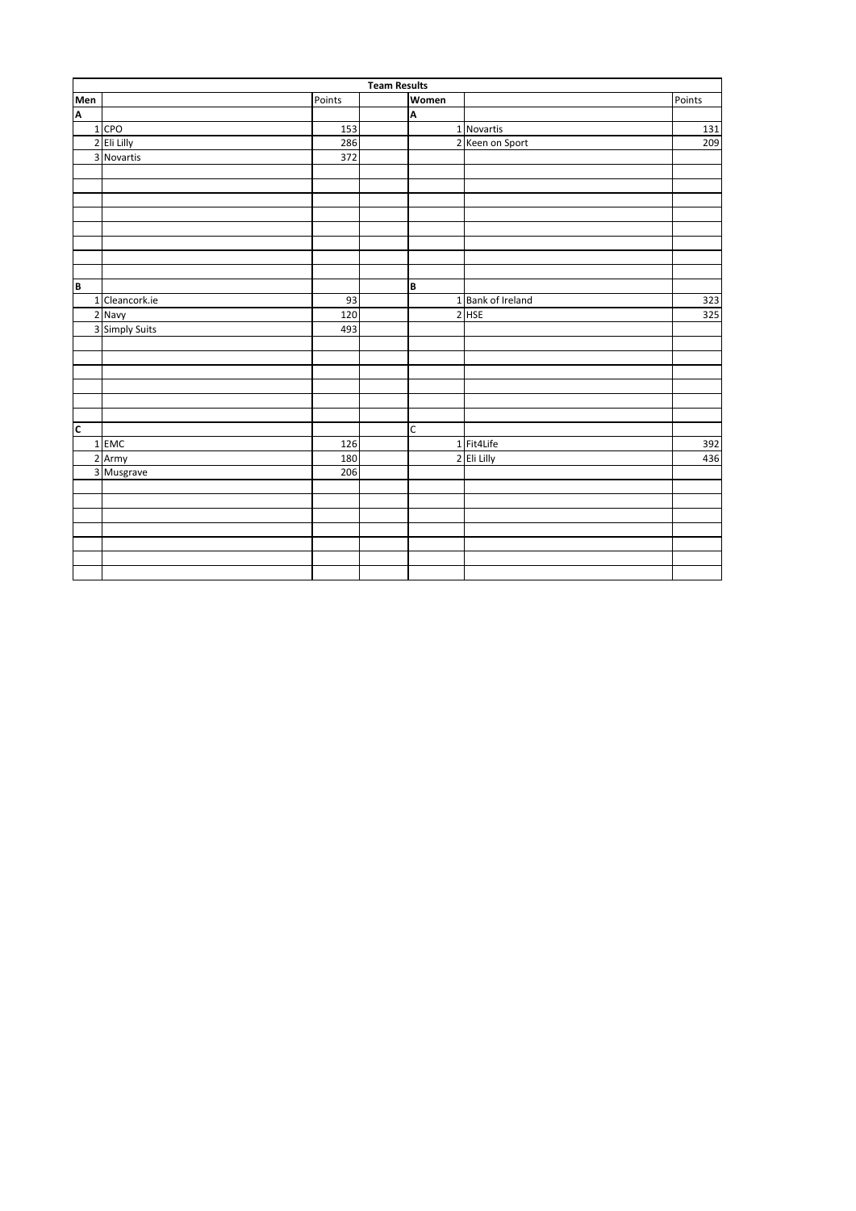| Team Results | | | | | | |
|---|---|---|---|---|---|---|
| **Men** | | Points | | **Women** | | Points |
| **A** | | | | **A** | | |
| 1 | CPO | 153 | | 1 | Novartis | 131 |
| 2 | Eli Lilly | 286 | | 2 | Keen on Sport | 209 |
| 3 | Novartis | 372 | | | | |
| **B** | | | | **B** | | |
| 1 | Cleancork.ie | 93 | | 1 | Bank of Ireland | 323 |
| 2 | Navy | 120 | | 2 | HSE | 325 |
| 3 | Simply Suits | 493 | | | | |
| **C** | | | | C | | |
| 1 | EMC | 126 | | 1 | Fit4Life | 392 |
| 2 | Army | 180 | | 2 | Eli Lilly | 436 |
| 3 | Musgrave | 206 | | | | |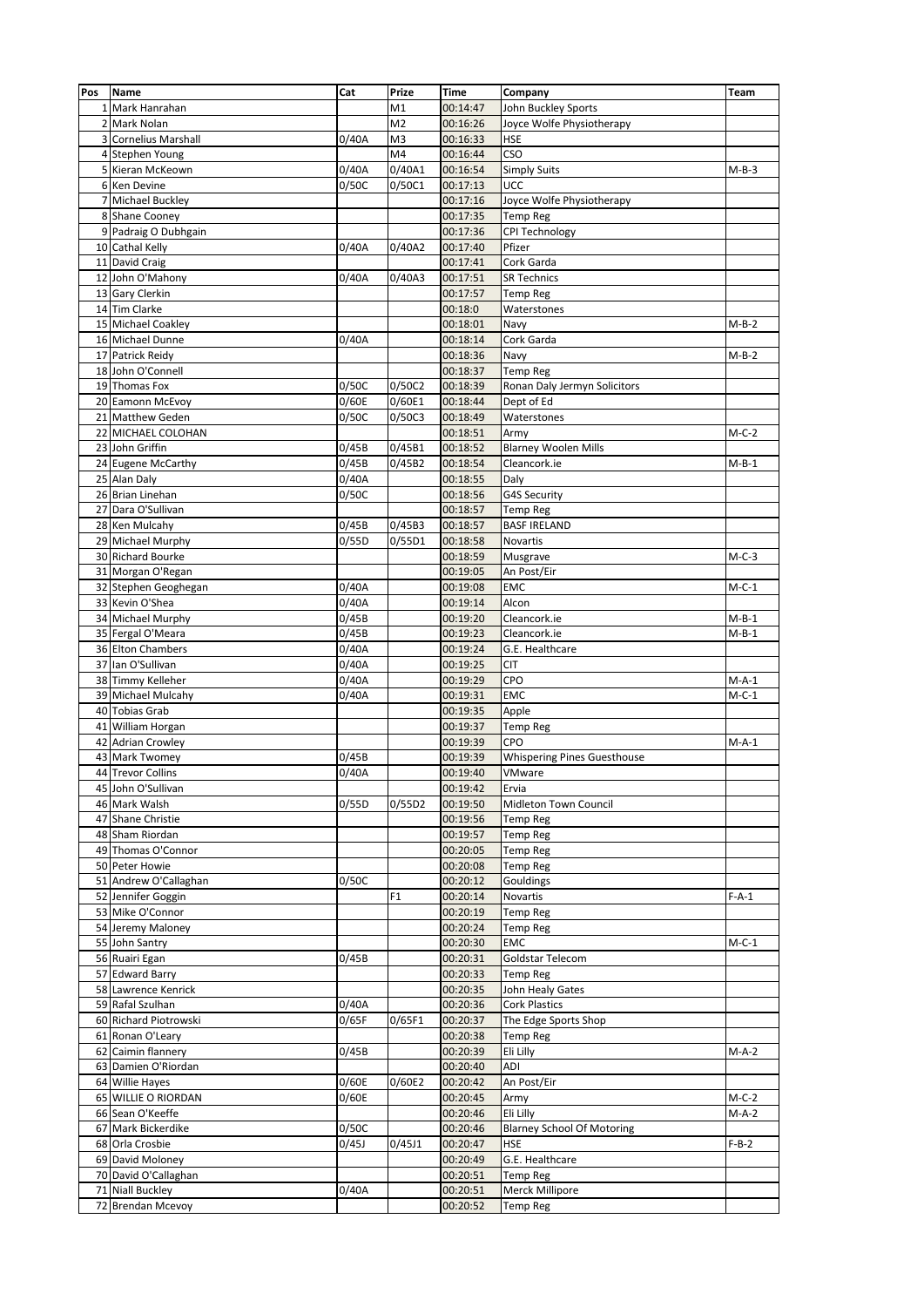| Pos | Name | Cat | Prize | Time | Company | Team |
|---|---|---|---|---|---|---|
| 1 | Mark Hanrahan | | M1 | 00:14:47 | John Buckley Sports | |
| 2 | Mark Nolan | | M2 | 00:16:26 | Joyce Wolfe Physiotherapy | |
| 3 | Cornelius Marshall | 0/40A | M3 | 00:16:33 | HSE | |
| 4 | Stephen Young | | M4 | 00:16:44 | CSO | |
| 5 | Kieran McKeown | 0/40A | 0/40A1 | 00:16:54 | Simply Suits | M-B-3 |
| 6 | Ken Devine | 0/50C | 0/50C1 | 00:17:13 | UCC | |
| 7 | Michael Buckley | | | 00:17:16 | Joyce Wolfe Physiotherapy | |
| 8 | Shane Cooney | | | 00:17:35 | Temp Reg | |
| 9 | Padraig O Dubhgain | | | 00:17:36 | CPI Technology | |
| 10 | Cathal Kelly | 0/40A | 0/40A2 | 00:17:40 | Pfizer | |
| 11 | David Craig | | | 00:17:41 | Cork Garda | |
| 12 | John O'Mahony | 0/40A | 0/40A3 | 00:17:51 | SR Technics | |
| 13 | Gary Clerkin | | | 00:17:57 | Temp Reg | |
| 14 | Tim Clarke | | | 00:18:0 | Waterstones | |
| 15 | Michael Coakley | | | 00:18:01 | Navy | M-B-2 |
| 16 | Michael Dunne | 0/40A | | 00:18:14 | Cork Garda | |
| 17 | Patrick Reidy | | | 00:18:36 | Navy | M-B-2 |
| 18 | John O'Connell | | | 00:18:37 | Temp Reg | |
| 19 | Thomas Fox | 0/50C | 0/50C2 | 00:18:39 | Ronan Daly Jermyn Solicitors | |
| 20 | Eamonn McEvoy | 0/60E | 0/60E1 | 00:18:44 | Dept of Ed | |
| 21 | Matthew Geden | 0/50C | 0/50C3 | 00:18:49 | Waterstones | |
| 22 | MICHAEL COLOHAN | | | 00:18:51 | Army | M-C-2 |
| 23 | John Griffin | 0/45B | 0/45B1 | 00:18:52 | Blarney Woolen Mills | |
| 24 | Eugene McCarthy | 0/45B | 0/45B2 | 00:18:54 | Cleancork.ie | M-B-1 |
| 25 | Alan Daly | 0/40A | | 00:18:55 | Daly | |
| 26 | Brian Linehan | 0/50C | | 00:18:56 | G4S Security | |
| 27 | Dara O'Sullivan | | | 00:18:57 | Temp Reg | |
| 28 | Ken Mulcahy | 0/45B | 0/45B3 | 00:18:57 | BASF IRELAND | |
| 29 | Michael Murphy | 0/55D | 0/55D1 | 00:18:58 | Novartis | |
| 30 | Richard Bourke | | | 00:18:59 | Musgrave | M-C-3 |
| 31 | Morgan O'Regan | | | 00:19:05 | An Post/Eir | |
| 32 | Stephen Geoghegan | 0/40A | | 00:19:08 | EMC | M-C-1 |
| 33 | Kevin O'Shea | 0/40A | | 00:19:14 | Alcon | |
| 34 | Michael Murphy | 0/45B | | 00:19:20 | Cleancork.ie | M-B-1 |
| 35 | Fergal O'Meara | 0/45B | | 00:19:23 | Cleancork.ie | M-B-1 |
| 36 | Elton Chambers | 0/40A | | 00:19:24 | G.E. Healthcare | |
| 37 | Ian O'Sullivan | 0/40A | | 00:19:25 | CIT | |
| 38 | Timmy Kelleher | 0/40A | | 00:19:29 | CPO | M-A-1 |
| 39 | Michael Mulcahy | 0/40A | | 00:19:31 | EMC | M-C-1 |
| 40 | Tobias Grab | | | 00:19:35 | Apple | |
| 41 | William Horgan | | | 00:19:37 | Temp Reg | |
| 42 | Adrian Crowley | | | 00:19:39 | CPO | M-A-1 |
| 43 | Mark Twomey | 0/45B | | 00:19:39 | Whispering Pines Guesthouse | |
| 44 | Trevor Collins | 0/40A | | 00:19:40 | VMware | |
| 45 | John O'Sullivan | | | 00:19:42 | Ervia | |
| 46 | Mark Walsh | 0/55D | 0/55D2 | 00:19:50 | Midleton Town Council | |
| 47 | Shane Christie | | | 00:19:56 | Temp Reg | |
| 48 | Sham Riordan | | | 00:19:57 | Temp Reg | |
| 49 | Thomas O'Connor | | | 00:20:05 | Temp Reg | |
| 50 | Peter Howie | | | 00:20:08 | Temp Reg | |
| 51 | Andrew O'Callaghan | 0/50C | | 00:20:12 | Gouldings | |
| 52 | Jennifer Goggin | | F1 | 00:20:14 | Novartis | F-A-1 |
| 53 | Mike O'Connor | | | 00:20:19 | Temp Reg | |
| 54 | Jeremy Maloney | | | 00:20:24 | Temp Reg | |
| 55 | John Santry | | | 00:20:30 | EMC | M-C-1 |
| 56 | Ruairi Egan | 0/45B | | 00:20:31 | Goldstar Telecom | |
| 57 | Edward Barry | | | 00:20:33 | Temp Reg | |
| 58 | Lawrence Kenrick | | | 00:20:35 | John Healy Gates | |
| 59 | Rafal Szulhan | 0/40A | | 00:20:36 | Cork Plastics | |
| 60 | Richard Piotrowski | 0/65F | 0/65F1 | 00:20:37 | The Edge Sports Shop | |
| 61 | Ronan O'Leary | | | 00:20:38 | Temp Reg | |
| 62 | Caimin flannery | 0/45B | | 00:20:39 | Eli Lilly | M-A-2 |
| 63 | Damien O'Riordan | | | 00:20:40 | ADI | |
| 64 | Willie Hayes | 0/60E | 0/60E2 | 00:20:42 | An Post/Eir | |
| 65 | WILLIE O RIORDAN | 0/60E | | 00:20:45 | Army | M-C-2 |
| 66 | Sean O'Keeffe | | | 00:20:46 | Eli Lilly | M-A-2 |
| 67 | Mark Bickerdike | 0/50C | | 00:20:46 | Blarney School Of Motoring | |
| 68 | Orla Crosbie | 0/45J | 0/45J1 | 00:20:47 | HSE | F-B-2 |
| 69 | David Moloney | | | 00:20:49 | G.E. Healthcare | |
| 70 | David O'Callaghan | | | 00:20:51 | Temp Reg | |
| 71 | Niall Buckley | 0/40A | | 00:20:51 | Merck Millipore | |
| 72 | Brendan Mcevoy | | | 00:20:52 | Temp Reg | |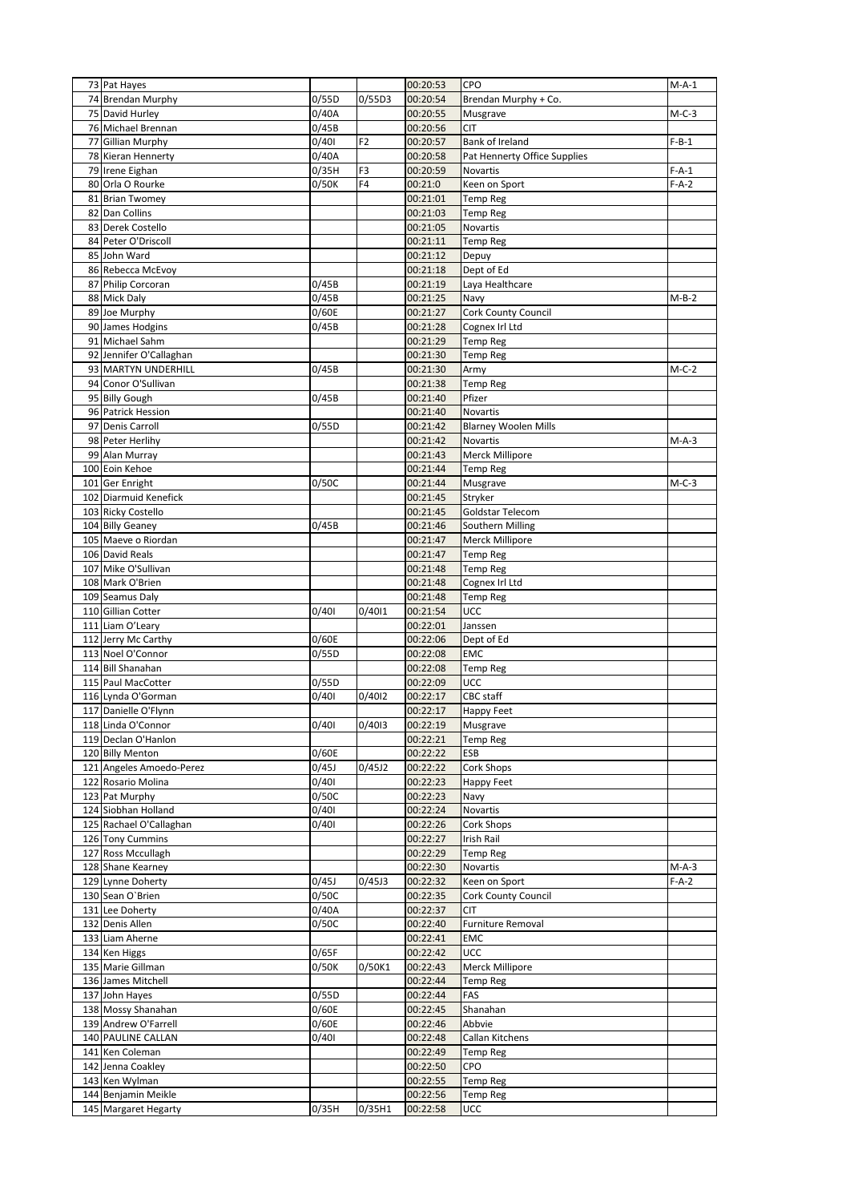| | | | | | | |
|---|---|---|---|---|---|---|
| 73 | Pat Hayes | | | 00:20:53 | CPO | M-A-1 |
| 74 | Brendan Murphy | 0/55D | 0/55D3 | 00:20:54 | Brendan Murphy + Co. | |
| 75 | David Hurley | 0/40A | | 00:20:55 | Musgrave | M-C-3 |
| 76 | Michael Brennan | 0/45B | | 00:20:56 | CIT | |
| 77 | Gillian Murphy | 0/40I | F2 | 00:20:57 | Bank of Ireland | F-B-1 |
| 78 | Kieran Hennerty | 0/40A | | 00:20:58 | Pat Hennerty Office Supplies | |
| 79 | Irene Eighan | 0/35H | F3 | 00:20:59 | Novartis | F-A-1 |
| 80 | Orla O Rourke | 0/50K | F4 | 00:21:0 | Keen on Sport | F-A-2 |
| 81 | Brian Twomey | | | 00:21:01 | Temp Reg | |
| 82 | Dan Collins | | | 00:21:03 | Temp Reg | |
| 83 | Derek Costello | | | 00:21:05 | Novartis | |
| 84 | Peter O'Driscoll | | | 00:21:11 | Temp Reg | |
| 85 | John Ward | | | 00:21:12 | Depuy | |
| 86 | Rebecca McEvoy | | | 00:21:18 | Dept of Ed | |
| 87 | Philip Corcoran | 0/45B | | 00:21:19 | Laya Healthcare | |
| 88 | Mick Daly | 0/45B | | 00:21:25 | Navy | M-B-2 |
| 89 | Joe Murphy | 0/60E | | 00:21:27 | Cork County Council | |
| 90 | James Hodgins | 0/45B | | 00:21:28 | Cognex Irl Ltd | |
| 91 | Michael Sahm | | | 00:21:29 | Temp Reg | |
| 92 | Jennifer O'Callaghan | | | 00:21:30 | Temp Reg | |
| 93 | MARTYN UNDERHILL | 0/45B | | 00:21:30 | Army | M-C-2 |
| 94 | Conor O'Sullivan | | | 00:21:38 | Temp Reg | |
| 95 | Billy Gough | 0/45B | | 00:21:40 | Pfizer | |
| 96 | Patrick Hession | | | 00:21:40 | Novartis | |
| 97 | Denis Carroll | 0/55D | | 00:21:42 | Blarney Woolen Mills | |
| 98 | Peter Herlihy | | | 00:21:42 | Novartis | M-A-3 |
| 99 | Alan Murray | | | 00:21:43 | Merck Millipore | |
| 100 | Eoin Kehoe | | | 00:21:44 | Temp Reg | |
| 101 | Ger Enright | 0/50C | | 00:21:44 | Musgrave | M-C-3 |
| 102 | Diarmuid Kenefick | | | 00:21:45 | Stryker | |
| 103 | Ricky Costello | | | 00:21:45 | Goldstar Telecom | |
| 104 | Billy Geaney | 0/45B | | 00:21:46 | Southern Milling | |
| 105 | Maeve o Riordan | | | 00:21:47 | Merck Millipore | |
| 106 | David Reals | | | 00:21:47 | Temp Reg | |
| 107 | Mike O'Sullivan | | | 00:21:48 | Temp Reg | |
| 108 | Mark O'Brien | | | 00:21:48 | Cognex Irl Ltd | |
| 109 | Seamus Daly | | | 00:21:48 | Temp Reg | |
| 110 | Gillian Cotter | 0/40I | 0/40I1 | 00:21:54 | UCC | |
| 111 | Liam O'Leary | | | 00:22:01 | Janssen | |
| 112 | Jerry Mc Carthy | 0/60E | | 00:22:06 | Dept of Ed | |
| 113 | Noel O'Connor | 0/55D | | 00:22:08 | EMC | |
| 114 | Bill Shanahan | | | 00:22:08 | Temp Reg | |
| 115 | Paul MacCotter | 0/55D | | 00:22:09 | UCC | |
| 116 | Lynda O'Gorman | 0/40I | 0/40I2 | 00:22:17 | CBC staff | |
| 117 | Danielle O'Flynn | | | 00:22:17 | Happy Feet | |
| 118 | Linda O'Connor | 0/40I | 0/40I3 | 00:22:19 | Musgrave | |
| 119 | Declan O'Hanlon | | | 00:22:21 | Temp Reg | |
| 120 | Billy Menton | 0/60E | | 00:22:22 | ESB | |
| 121 | Angeles Amoedo-Perez | 0/45J | 0/45J2 | 00:22:22 | Cork Shops | |
| 122 | Rosario Molina | 0/40I | | 00:22:23 | Happy Feet | |
| 123 | Pat Murphy | 0/50C | | 00:22:23 | Navy | |
| 124 | Siobhan Holland | 0/40I | | 00:22:24 | Novartis | |
| 125 | Rachael O'Callaghan | 0/40I | | 00:22:26 | Cork Shops | |
| 126 | Tony Cummins | | | 00:22:27 | Irish Rail | |
| 127 | Ross Mccullagh | | | 00:22:29 | Temp Reg | |
| 128 | Shane Kearney | | | 00:22:30 | Novartis | M-A-3 |
| 129 | Lynne Doherty | 0/45J | 0/45J3 | 00:22:32 | Keen on Sport | F-A-2 |
| 130 | Sean O`Brien | 0/50C | | 00:22:35 | Cork County Council | |
| 131 | Lee Doherty | 0/40A | | 00:22:37 | CIT | |
| 132 | Denis Allen | 0/50C | | 00:22:40 | Furniture Removal | |
| 133 | Liam Aherne | | | 00:22:41 | EMC | |
| 134 | Ken Higgs | 0/65F | | 00:22:42 | UCC | |
| 135 | Marie Gillman | 0/50K | 0/50K1 | 00:22:43 | Merck Millipore | |
| 136 | James Mitchell | | | 00:22:44 | Temp Reg | |
| 137 | John Hayes | 0/55D | | 00:22:44 | FAS | |
| 138 | Mossy Shanahan | 0/60E | | 00:22:45 | Shanahan | |
| 139 | Andrew O'Farrell | 0/60E | | 00:22:46 | Abbvie | |
| 140 | PAULINE CALLAN | 0/40I | | 00:22:48 | Callan Kitchens | |
| 141 | Ken Coleman | | | 00:22:49 | Temp Reg | |
| 142 | Jenna Coakley | | | 00:22:50 | CPO | |
| 143 | Ken Wylman | | | 00:22:55 | Temp Reg | |
| 144 | Benjamin Meikle | | | 00:22:56 | Temp Reg | |
| 145 | Margaret Hegarty | 0/35H | 0/35H1 | 00:22:58 | UCC | |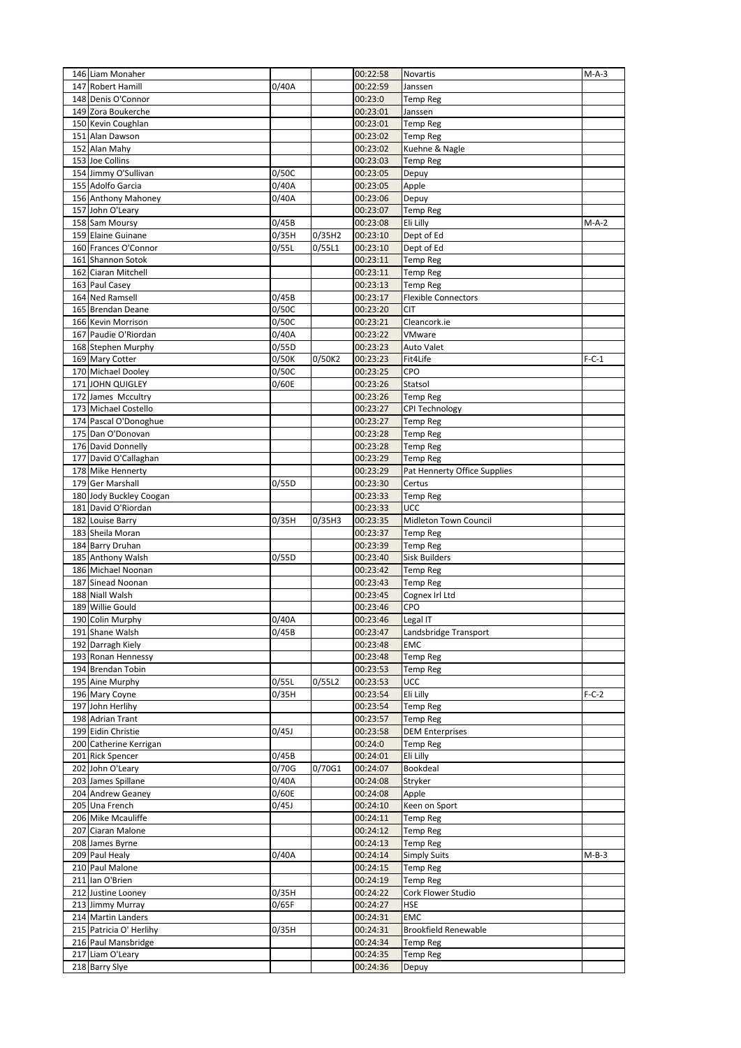| | | | | | | |
|---|---|---|---|---|---|---|
| 146 | Liam Monaher | | | 00:22:58 | Novartis | M-A-3 |
| 147 | Robert Hamill | 0/40A | | 00:22:59 | Janssen | |
| 148 | Denis O'Connor | | | 00:23:0 | Temp Reg | |
| 149 | Zora Boukerche | | | 00:23:01 | Janssen | |
| 150 | Kevin Coughlan | | | 00:23:01 | Temp Reg | |
| 151 | Alan Dawson | | | 00:23:02 | Temp Reg | |
| 152 | Alan Mahy | | | 00:23:02 | Kuehne & Nagle | |
| 153 | Joe Collins | | | 00:23:03 | Temp Reg | |
| 154 | Jimmy O'Sullivan | 0/50C | | 00:23:05 | Depuy | |
| 155 | Adolfo Garcia | 0/40A | | 00:23:05 | Apple | |
| 156 | Anthony Mahoney | 0/40A | | 00:23:06 | Depuy | |
| 157 | John O'Leary | | | 00:23:07 | Temp Reg | |
| 158 | Sam Moursy | 0/45B | | 00:23:08 | Eli Lilly | M-A-2 |
| 159 | Elaine Guinane | 0/35H | 0/35H2 | 00:23:10 | Dept of Ed | |
| 160 | Frances O'Connor | 0/55L | 0/55L1 | 00:23:10 | Dept of Ed | |
| 161 | Shannon Sotok | | | 00:23:11 | Temp Reg | |
| 162 | Ciaran Mitchell | | | 00:23:11 | Temp Reg | |
| 163 | Paul Casey | | | 00:23:13 | Temp Reg | |
| 164 | Ned Ramsell | 0/45B | | 00:23:17 | Flexible Connectors | |
| 165 | Brendan Deane | 0/50C | | 00:23:20 | CIT | |
| 166 | Kevin Morrison | 0/50C | | 00:23:21 | Cleancork.ie | |
| 167 | Paudie O'Riordan | 0/40A | | 00:23:22 | VMware | |
| 168 | Stephen Murphy | 0/55D | | 00:23:23 | Auto Valet | |
| 169 | Mary Cotter | 0/50K | 0/50K2 | 00:23:23 | Fit4Life | F-C-1 |
| 170 | Michael Dooley | 0/50C | | 00:23:25 | CPO | |
| 171 | JOHN QUIGLEY | 0/60E | | 00:23:26 | Statsol | |
| 172 | James Mccultry | | | 00:23:26 | Temp Reg | |
| 173 | Michael Costello | | | 00:23:27 | CPI Technology | |
| 174 | Pascal O'Donoghue | | | 00:23:27 | Temp Reg | |
| 175 | Dan O'Donovan | | | 00:23:28 | Temp Reg | |
| 176 | David Donnelly | | | 00:23:28 | Temp Reg | |
| 177 | David O'Callaghan | | | 00:23:29 | Temp Reg | |
| 178 | Mike Hennerty | | | 00:23:29 | Pat Hennerty Office Supplies | |
| 179 | Ger Marshall | 0/55D | | 00:23:30 | Certus | |
| 180 | Jody Buckley Coogan | | | 00:23:33 | Temp Reg | |
| 181 | David O'Riordan | | | 00:23:33 | UCC | |
| 182 | Louise Barry | 0/35H | 0/35H3 | 00:23:35 | Midleton Town Council | |
| 183 | Sheila Moran | | | 00:23:37 | Temp Reg | |
| 184 | Barry Druhan | | | 00:23:39 | Temp Reg | |
| 185 | Anthony Walsh | 0/55D | | 00:23:40 | Sisk Builders | |
| 186 | Michael Noonan | | | 00:23:42 | Temp Reg | |
| 187 | Sinead Noonan | | | 00:23:43 | Temp Reg | |
| 188 | Niall Walsh | | | 00:23:45 | Cognex Irl Ltd | |
| 189 | Willie Gould | | | 00:23:46 | CPO | |
| 190 | Colin Murphy | 0/40A | | 00:23:46 | Legal IT | |
| 191 | Shane Walsh | 0/45B | | 00:23:47 | Landsbridge Transport | |
| 192 | Darragh Kiely | | | 00:23:48 | EMC | |
| 193 | Ronan Hennessy | | | 00:23:48 | Temp Reg | |
| 194 | Brendan Tobin | | | 00:23:53 | Temp Reg | |
| 195 | Aine Murphy | 0/55L | 0/55L2 | 00:23:53 | UCC | |
| 196 | Mary Coyne | 0/35H | | 00:23:54 | Eli Lilly | F-C-2 |
| 197 | John Herlihy | | | 00:23:54 | Temp Reg | |
| 198 | Adrian Trant | | | 00:23:57 | Temp Reg | |
| 199 | Eidin Christie | 0/45J | | 00:23:58 | DEM Enterprises | |
| 200 | Catherine Kerrigan | | | 00:24:0 | Temp Reg | |
| 201 | Rick Spencer | 0/45B | | 00:24:01 | Eli Lilly | |
| 202 | John O'Leary | 0/70G | 0/70G1 | 00:24:07 | Bookdeal | |
| 203 | James Spillane | 0/40A | | 00:24:08 | Stryker | |
| 204 | Andrew Geaney | 0/60E | | 00:24:08 | Apple | |
| 205 | Una French | 0/45J | | 00:24:10 | Keen on Sport | |
| 206 | Mike Mcauliffe | | | 00:24:11 | Temp Reg | |
| 207 | Ciaran Malone | | | 00:24:12 | Temp Reg | |
| 208 | James Byrne | | | 00:24:13 | Temp Reg | |
| 209 | Paul Healy | 0/40A | | 00:24:14 | Simply Suits | M-B-3 |
| 210 | Paul Malone | | | 00:24:15 | Temp Reg | |
| 211 | Ian O'Brien | | | 00:24:19 | Temp Reg | |
| 212 | Justine Looney | 0/35H | | 00:24:22 | Cork Flower Studio | |
| 213 | Jimmy Murray | 0/65F | | 00:24:27 | HSE | |
| 214 | Martin Landers | | | 00:24:31 | EMC | |
| 215 | Patricia O' Herlihy | 0/35H | | 00:24:31 | Brookfield Renewable | |
| 216 | Paul Mansbridge | | | 00:24:34 | Temp Reg | |
| 217 | Liam O'Leary | | | 00:24:35 | Temp Reg | |
| 218 | Barry Slye | | | 00:24:36 | Depuy | |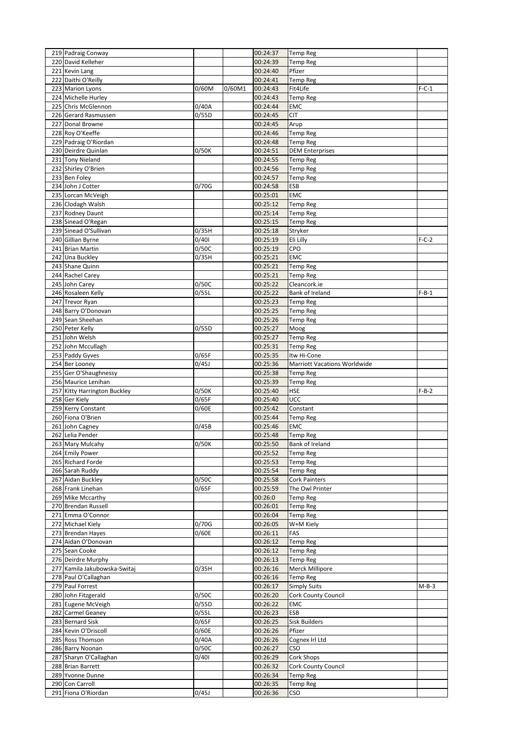| | | | | | | |
|---|---|---|---|---|---|---|
| 219 | Padraig Conway | | | 00:24:37 | Temp Reg | |
| 220 | David Kelleher | | | 00:24:39 | Temp Reg | |
| 221 | Kevin Lang | | | 00:24:40 | Pfizer | |
| 222 | Daithi O'Reilly | | | 00:24:41 | Temp Reg | |
| 223 | Marion Lyons | 0/60M | 0/60M1 | 00:24:43 | Fit4Life | F-C-1 |
| 224 | Michelle Hurley | | | 00:24:43 | Temp Reg | |
| 225 | Chris McGlennon | 0/40A | | 00:24:44 | EMC | |
| 226 | Gerard Rasmussen | 0/55D | | 00:24:45 | CIT | |
| 227 | Donal Browne | | | 00:24:45 | Arup | |
| 228 | Roy O'Keeffe | | | 00:24:46 | Temp Reg | |
| 229 | Padraig O'Riordan | | | 00:24:48 | Temp Reg | |
| 230 | Deirdre Quinlan | 0/50K | | 00:24:51 | DEM Enterprises | |
| 231 | Tony Nieland | | | 00:24:55 | Temp Reg | |
| 232 | Shirley O'Brien | | | 00:24:56 | Temp Reg | |
| 233 | Ben Foley | | | 00:24:57 | Temp Reg | |
| 234 | John J Cotter | 0/70G | | 00:24:58 | ESB | |
| 235 | Lorcan McVeigh | | | 00:25:01 | EMC | |
| 236 | Clodagh Walsh | | | 00:25:12 | Temp Reg | |
| 237 | Rodney Daunt | | | 00:25:14 | Temp Reg | |
| 238 | Sinead O'Regan | | | 00:25:15 | Temp Reg | |
| 239 | Sinead O'Sullivan | 0/35H | | 00:25:18 | Stryker | |
| 240 | Gillian Byrne | 0/40I | | 00:25:19 | Eli Lilly | F-C-2 |
| 241 | Brian Martin | 0/50C | | 00:25:19 | CPO | |
| 242 | Una Buckley | 0/35H | | 00:25:21 | EMC | |
| 243 | Shane Quinn | | | 00:25:21 | Temp Reg | |
| 244 | Rachel Carey | | | 00:25:21 | Temp Reg | |
| 245 | John Carey | 0/50C | | 00:25:22 | Cleancork.ie | |
| 246 | Rosaleen Kelly | 0/55L | | 00:25:22 | Bank of Ireland | F-B-1 |
| 247 | Trevor Ryan | | | 00:25:23 | Temp Reg | |
| 248 | Barry O'Donovan | | | 00:25:25 | Temp Reg | |
| 249 | Sean Sheehan | | | 00:25:26 | Temp Reg | |
| 250 | Peter Kelly | 0/55D | | 00:25:27 | Moog | |
| 251 | John Welsh | | | 00:25:27 | Temp Reg | |
| 252 | John Mccullagh | | | 00:25:31 | Temp Reg | |
| 253 | Paddy Gyves | 0/65F | | 00:25:35 | Itw Hi-Cone | |
| 254 | Ber Looney | 0/45J | | 00:25:36 | Marriott Vacations Worldwide | |
| 255 | Ger O'Shaughnessy | | | 00:25:38 | Temp Reg | |
| 256 | Maurice Lenihan | | | 00:25:39 | Temp Reg | |
| 257 | Kitty Harrington Buckley | 0/50K | | 00:25:40 | HSE | F-B-2 |
| 258 | Ger Kiely | 0/65F | | 00:25:40 | UCC | |
| 259 | Kerry Constant | 0/60E | | 00:25:42 | Constant | |
| 260 | Fiona O'Brien | | | 00:25:44 | Temp Reg | |
| 261 | John Cagney | 0/45B | | 00:25:46 | EMC | |
| 262 | Lelia Pender | | | 00:25:48 | Temp Reg | |
| 263 | Mary Mulcahy | 0/50K | | 00:25:50 | Bank of Ireland | |
| 264 | Emily Power | | | 00:25:52 | Temp Reg | |
| 265 | Richard Forde | | | 00:25:53 | Temp Reg | |
| 266 | Sarah Ruddy | | | 00:25:54 | Temp Reg | |
| 267 | Aidan Buckley | 0/50C | | 00:25:58 | Cork Painters | |
| 268 | Frank Linehan | 0/65F | | 00:25:59 | The Owl Printer | |
| 269 | Mike Mccarthy | | | 00:26:0 | Temp Reg | |
| 270 | Brendan Russell | | | 00:26:01 | Temp Reg | |
| 271 | Emma O'Connor | | | 00:26:04 | Temp Reg | |
| 272 | Michael Kiely | 0/70G | | 00:26:05 | W+M Kiely | |
| 273 | Brendan Hayes | 0/60E | | 00:26:11 | FAS | |
| 274 | Aidan O'Donovan | | | 00:26:12 | Temp Reg | |
| 275 | Sean Cooke | | | 00:26:12 | Temp Reg | |
| 276 | Deirdre Murphy | | | 00:26:13 | Temp Reg | |
| 277 | Kamila Jakubowska-Switaj | 0/35H | | 00:26:16 | Merck Millipore | |
| 278 | Paul O'Callaghan | | | 00:26:16 | Temp Reg | |
| 279 | Paul Forrest | | | 00:26:17 | Simply Suits | M-B-3 |
| 280 | John Fitzgerald | 0/50C | | 00:26:20 | Cork County Council | |
| 281 | Eugene McVeigh | 0/55D | | 00:26:22 | EMC | |
| 282 | Carmel Geaney | 0/55L | | 00:26:23 | ESB | |
| 283 | Bernard Sisk | 0/65F | | 00:26:25 | Sisk Builders | |
| 284 | Kevin O'Driscoll | 0/60E | | 00:26:26 | Pfizer | |
| 285 | Ross Thomson | 0/40A | | 00:26:26 | Cognex Irl Ltd | |
| 286 | Barry Noonan | 0/50C | | 00:26:27 | CSO | |
| 287 | Sharyn O'Callaghan | 0/40I | | 00:26:29 | Cork Shops | |
| 288 | Brian Barrett | | | 00:26:32 | Cork County Council | |
| 289 | Yvonne Dunne | | | 00:26:34 | Temp Reg | |
| 290 | Con Carroll | | | 00:26:35 | Temp Reg | |
| 291 | Fiona O'Riordan | 0/45J | | 00:26:36 | CSO | |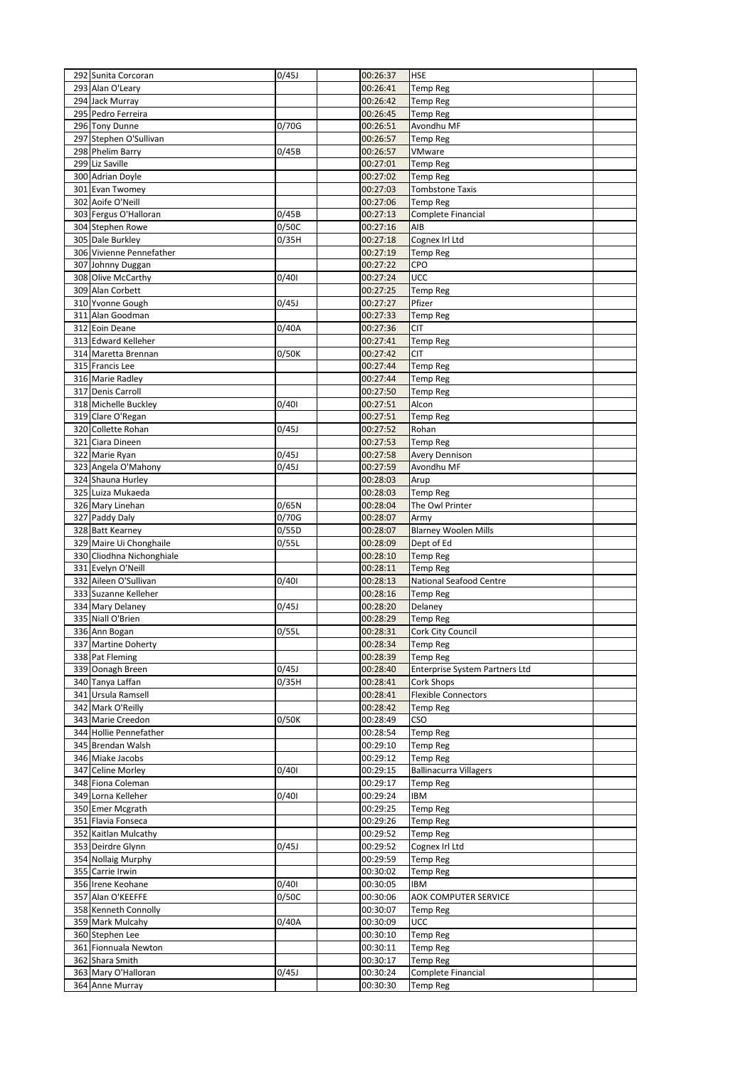| | | | | | |
|---|---|---|---|---|---|
| 292 | Sunita Corcoran | 0/45J | | 00:26:37 | HSE | |
| 293 | Alan O'Leary | | | 00:26:41 | Temp Reg | |
| 294 | Jack Murray | | | 00:26:42 | Temp Reg | |
| 295 | Pedro Ferreira | | | 00:26:45 | Temp Reg | |
| 296 | Tony Dunne | 0/70G | | 00:26:51 | Avondhu MF | |
| 297 | Stephen O'Sullivan | | | 00:26:57 | Temp Reg | |
| 298 | Phelim Barry | 0/45B | | 00:26:57 | VMware | |
| 299 | Liz Saville | | | 00:27:01 | Temp Reg | |
| 300 | Adrian Doyle | | | 00:27:02 | Temp Reg | |
| 301 | Evan Twomey | | | 00:27:03 | Tombstone Taxis | |
| 302 | Aoife O'Neill | | | 00:27:06 | Temp Reg | |
| 303 | Fergus O'Halloran | 0/45B | | 00:27:13 | Complete Financial | |
| 304 | Stephen Rowe | 0/50C | | 00:27:16 | AIB | |
| 305 | Dale Burkley | 0/35H | | 00:27:18 | Cognex Irl Ltd | |
| 306 | Vivienne Pennefather | | | 00:27:19 | Temp Reg | |
| 307 | Johnny Duggan | | | 00:27:22 | CPO | |
| 308 | Olive McCarthy | 0/40I | | 00:27:24 | UCC | |
| 309 | Alan Corbett | | | 00:27:25 | Temp Reg | |
| 310 | Yvonne Gough | 0/45J | | 00:27:27 | Pfizer | |
| 311 | Alan Goodman | | | 00:27:33 | Temp Reg | |
| 312 | Eoin Deane | 0/40A | | 00:27:36 | CIT | |
| 313 | Edward Kelleher | | | 00:27:41 | Temp Reg | |
| 314 | Maretta Brennan | 0/50K | | 00:27:42 | CIT | |
| 315 | Francis Lee | | | 00:27:44 | Temp Reg | |
| 316 | Marie Radley | | | 00:27:44 | Temp Reg | |
| 317 | Denis Carroll | | | 00:27:50 | Temp Reg | |
| 318 | Michelle Buckley | 0/40I | | 00:27:51 | Alcon | |
| 319 | Clare O'Regan | | | 00:27:51 | Temp Reg | |
| 320 | Collette Rohan | 0/45J | | 00:27:52 | Rohan | |
| 321 | Ciara Dineen | | | 00:27:53 | Temp Reg | |
| 322 | Marie Ryan | 0/45J | | 00:27:58 | Avery Dennison | |
| 323 | Angela O'Mahony | 0/45J | | 00:27:59 | Avondhu MF | |
| 324 | Shauna Hurley | | | 00:28:03 | Arup | |
| 325 | Luiza Mukaeda | | | 00:28:03 | Temp Reg | |
| 326 | Mary Linehan | 0/65N | | 00:28:04 | The Owl Printer | |
| 327 | Paddy Daly | 0/70G | | 00:28:07 | Army | |
| 328 | Batt Kearney | 0/55D | | 00:28:07 | Blarney Woolen Mills | |
| 329 | Maire Ui Chonghaile | 0/55L | | 00:28:09 | Dept of Ed | |
| 330 | Cliodhna Nichonghiale | | | 00:28:10 | Temp Reg | |
| 331 | Evelyn O'Neill | | | 00:28:11 | Temp Reg | |
| 332 | Aileen O'Sullivan | 0/40I | | 00:28:13 | National Seafood Centre | |
| 333 | Suzanne Kelleher | | | 00:28:16 | Temp Reg | |
| 334 | Mary Delaney | 0/45J | | 00:28:20 | Delaney | |
| 335 | Niall O'Brien | | | 00:28:29 | Temp Reg | |
| 336 | Ann Bogan | 0/55L | | 00:28:31 | Cork City Council | |
| 337 | Martine Doherty | | | 00:28:34 | Temp Reg | |
| 338 | Pat Fleming | | | 00:28:39 | Temp Reg | |
| 339 | Oonagh Breen | 0/45J | | 00:28:40 | Enterprise System Partners Ltd | |
| 340 | Tanya Laffan | 0/35H | | 00:28:41 | Cork Shops | |
| 341 | Ursula Ramsell | | | 00:28:41 | Flexible Connectors | |
| 342 | Mark O'Reilly | | | 00:28:42 | Temp Reg | |
| 343 | Marie Creedon | 0/50K | | 00:28:49 | CSO | |
| 344 | Hollie Pennefather | | | 00:28:54 | Temp Reg | |
| 345 | Brendan Walsh | | | 00:29:10 | Temp Reg | |
| 346 | Miake Jacobs | | | 00:29:12 | Temp Reg | |
| 347 | Celine Morley | 0/40I | | 00:29:15 | Ballinacurra Villagers | |
| 348 | Fiona Coleman | | | 00:29:17 | Temp Reg | |
| 349 | Lorna Kelleher | 0/40I | | 00:29:24 | IBM | |
| 350 | Emer Mcgrath | | | 00:29:25 | Temp Reg | |
| 351 | Flavia Fonseca | | | 00:29:26 | Temp Reg | |
| 352 | Kaitlan Mulcathy | | | 00:29:52 | Temp Reg | |
| 353 | Deirdre Glynn | 0/45J | | 00:29:52 | Cognex Irl Ltd | |
| 354 | Nollaig Murphy | | | 00:29:59 | Temp Reg | |
| 355 | Carrie Irwin | | | 00:30:02 | Temp Reg | |
| 356 | Irene Keohane | 0/40I | | 00:30:05 | IBM | |
| 357 | Alan O'KEEFFE | 0/50C | | 00:30:06 | AOK COMPUTER SERVICE | |
| 358 | Kenneth Connolly | | | 00:30:07 | Temp Reg | |
| 359 | Mark Mulcahy | 0/40A | | 00:30:09 | UCC | |
| 360 | Stephen Lee | | | 00:30:10 | Temp Reg | |
| 361 | Fionnuala Newton | | | 00:30:11 | Temp Reg | |
| 362 | Shara Smith | | | 00:30:17 | Temp Reg | |
| 363 | Mary O'Halloran | 0/45J | | 00:30:24 | Complete Financial | |
| 364 | Anne Murray | | | 00:30:30 | Temp Reg | |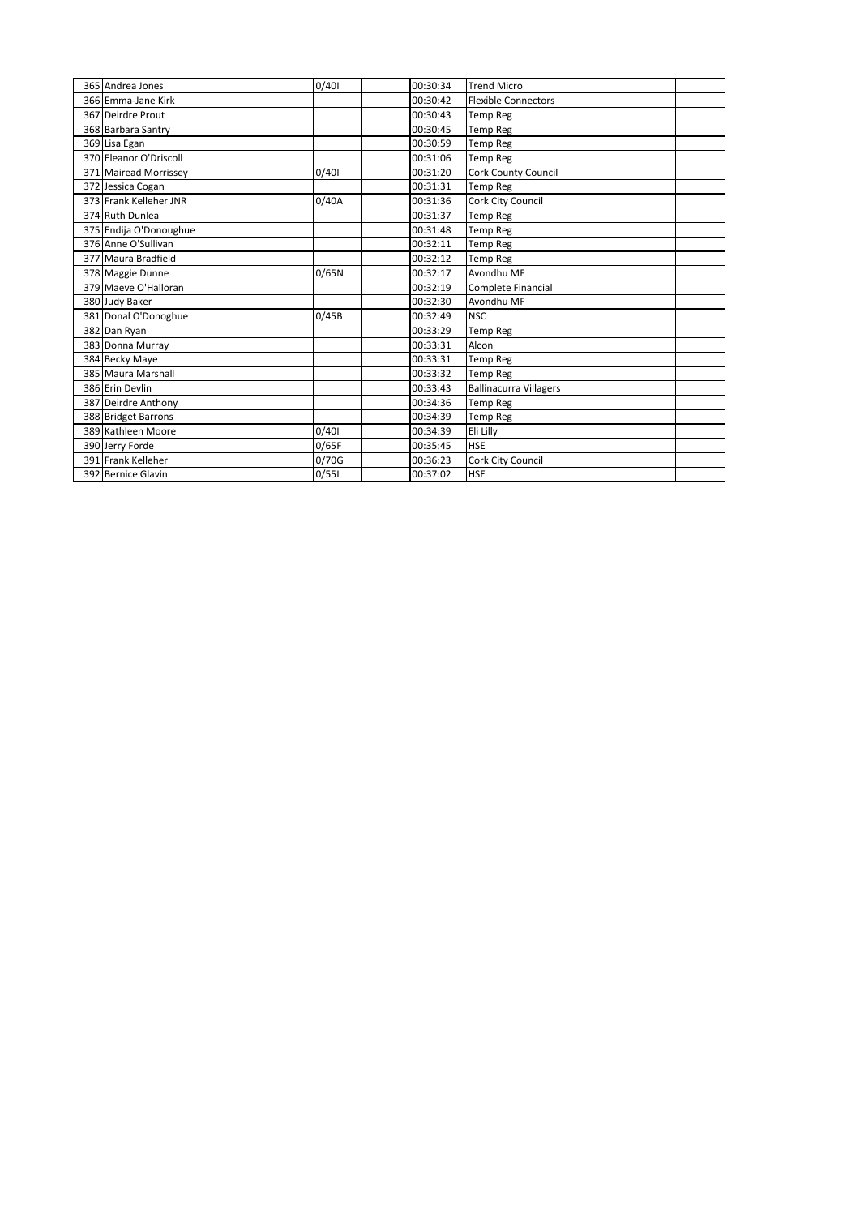| | | | | | | |
|---|---|---|---|---|---|---|
| 365 | Andrea Jones | 0/40I | | 00:30:34 | Trend Micro | |
| 366 | Emma-Jane Kirk | | | 00:30:42 | Flexible Connectors | |
| 367 | Deirdre Prout | | | 00:30:43 | Temp Reg | |
| 368 | Barbara Santry | | | 00:30:45 | Temp Reg | |
| 369 | Lisa Egan | | | 00:30:59 | Temp Reg | |
| 370 | Eleanor O'Driscoll | | | 00:31:06 | Temp Reg | |
| 371 | Mairead Morrissey | 0/40I | | 00:31:20 | Cork County Council | |
| 372 | Jessica Cogan | | | 00:31:31 | Temp Reg | |
| 373 | Frank Kelleher JNR | 0/40A | | 00:31:36 | Cork City Council | |
| 374 | Ruth Dunlea | | | 00:31:37 | Temp Reg | |
| 375 | Endija O'Donoughue | | | 00:31:48 | Temp Reg | |
| 376 | Anne O'Sullivan | | | 00:32:11 | Temp Reg | |
| 377 | Maura Bradfield | | | 00:32:12 | Temp Reg | |
| 378 | Maggie Dunne | 0/65N | | 00:32:17 | Avondhu MF | |
| 379 | Maeve O'Halloran | | | 00:32:19 | Complete Financial | |
| 380 | Judy Baker | | | 00:32:30 | Avondhu MF | |
| 381 | Donal O'Donoghue | 0/45B | | 00:32:49 | NSC | |
| 382 | Dan Ryan | | | 00:33:29 | Temp Reg | |
| 383 | Donna Murray | | | 00:33:31 | Alcon | |
| 384 | Becky Maye | | | 00:33:31 | Temp Reg | |
| 385 | Maura Marshall | | | 00:33:32 | Temp Reg | |
| 386 | Erin Devlin | | | 00:33:43 | Ballinacurra Villagers | |
| 387 | Deirdre Anthony | | | 00:34:36 | Temp Reg | |
| 388 | Bridget Barrons | | | 00:34:39 | Temp Reg | |
| 389 | Kathleen Moore | 0/40I | | 00:34:39 | Eli Lilly | |
| 390 | Jerry Forde | 0/65F | | 00:35:45 | HSE | |
| 391 | Frank Kelleher | 0/70G | | 00:36:23 | Cork City Council | |
| 392 | Bernice Glavin | 0/55L | | 00:37:02 | HSE | |